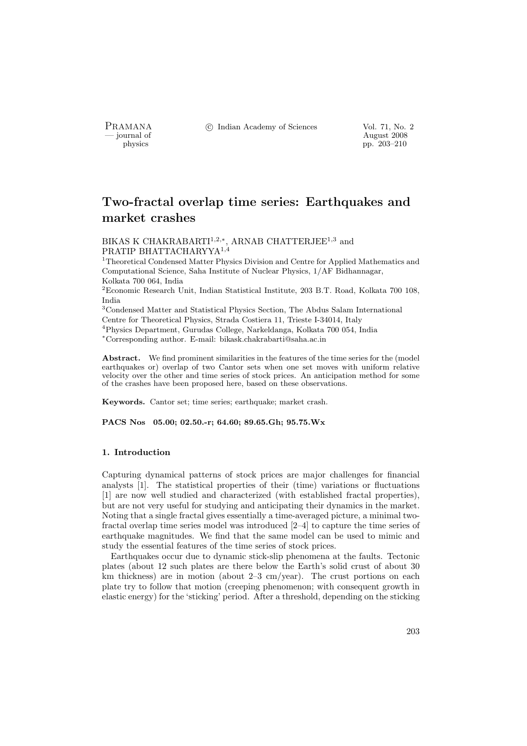# Two-fractal overlap time series: Earthquakes and market crashes

BIKAS K CHAKRABARTI[1,2,*], ARNAB CHATTERJEE[1,3] and PRATIP BHATTACHARYYA[1,4]

[1]Theoretical Condensed Matter Physics Division and Centre for Applied Mathematics and Computational Science, Saha Institute of Nuclear Physics, 1/AF Bidhannagar, Kolkata 700 064, India

[2]Economic Research Unit, Indian Statistical Institute, 203 B.T. Road, Kolkata 700 108, India

[3]Condensed Matter and Statistical Physics Section, The Abdus Salam International Centre for Theoretical Physics, Strada Costiera 11, Trieste I-34014, Italy

[4]Physics Department, Gurudas College, Narkeldanga, Kolkata 700 054, India

[*]Corresponding author. E-mail: bikask.chakrabarti@saha.ac.in

**Abstract.** We find prominent similarities in the features of the time series for the (model earthquakes or) overlap of two Cantor sets when one set moves with uniform relative velocity over the other and time series of stock prices. An anticipation method for some of the crashes have been proposed here, based on these observations.

**Keywords.** Cantor set; time series; earthquake; market crash.

**PACS Nos 05.00; 02.50.-r; 64.60; 89.65.Gh; 95.75.Wx**

## 1. Introduction

Capturing dynamical patterns of stock prices are major challenges for financial analysts [1]. The statistical properties of their (time) variations or fluctuations [1] are now well studied and characterized (with established fractal properties), but are not very useful for studying and anticipating their dynamics in the market. Noting that a single fractal gives essentially a time-averaged picture, a minimal two-fractal overlap time series model was introduced [2–4] to capture the time series of earthquake magnitudes. We find that the same model can be used to mimic and study the essential features of the time series of stock prices.

Earthquakes occur due to dynamic stick-slip phenomena at the faults. Tectonic plates (about 12 such plates are there below the Earth's solid crust of about 30 km thickness) are in motion (about 2–3 cm/year). The crust portions on each plate try to follow that motion (creeping phenomenon; with consequent growth in elastic energy) for the 'sticking' period. After a threshold, depending on the sticking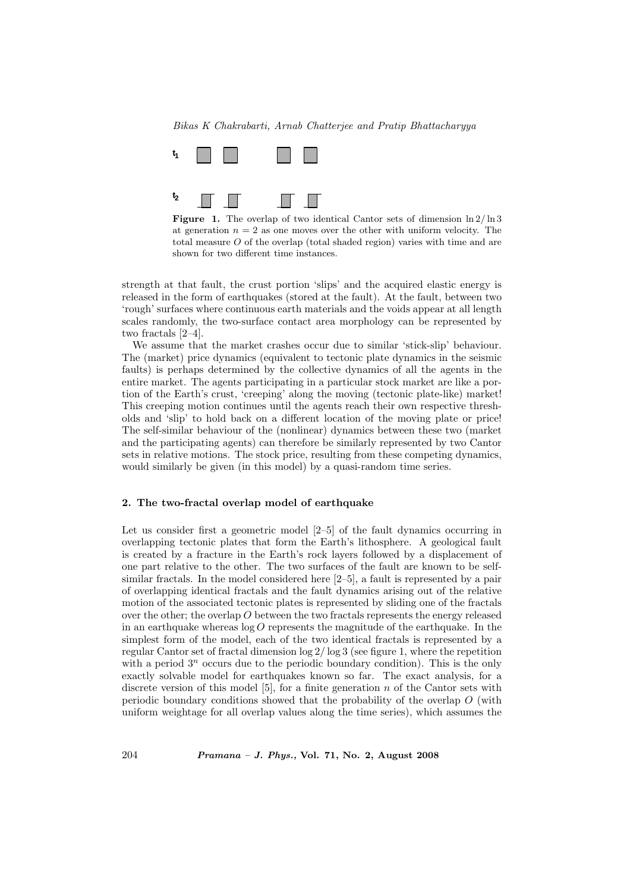**Figure 1.** The overlap of two identical Cantor sets of dimension $\ln 2/\ln 3$ at generation $n = 2$ as one moves over the other with uniform velocity. The total measure $O$ of the overlap (total shaded region) varies with time and are shown for two different time instances.

strength at that fault, the crust portion 'slips' and the acquired elastic energy is released in the form of earthquakes (stored at the fault). At the fault, between two 'rough' surfaces where continuous earth materials and the voids appear at all length scales randomly, the two-surface contact area morphology can be represented by two fractals [2–4].

We assume that the market crashes occur due to similar 'stick-slip' behaviour. The (market) price dynamics (equivalent to tectonic plate dynamics in the seismic faults) is perhaps determined by the collective dynamics of all the agents in the entire market. The agents participating in a particular stock market are like a portion of the Earth's crust, 'creeping' along the moving (tectonic plate-like) market! This creeping motion continues until the agents reach their own respective thresholds and 'slip' to hold back on a different location of the moving plate or price! The self-similar behaviour of the (nonlinear) dynamics between these two (market and the participating agents) can therefore be similarly represented by two Cantor sets in relative motions. The stock price, resulting from these competing dynamics, would similarly be given (in this model) by a quasi-random time series.

## 2. The two-fractal overlap model of earthquake

Let us consider first a geometric model [2–5] of the fault dynamics occurring in overlapping tectonic plates that form the Earth's lithosphere. A geological fault is created by a fracture in the Earth's rock layers followed by a displacement of one part relative to the other. The two surfaces of the fault are known to be self-similar fractals. In the model considered here [2–5], a fault is represented by a pair of overlapping identical fractals and the fault dynamics arising out of the relative motion of the associated tectonic plates is represented by sliding one of the fractals over the other; the overlap $O$ between the two fractals represents the energy released in an earthquake whereas $\log O$ represents the magnitude of the earthquake. In the simplest form of the model, each of the two identical fractals is represented by a regular Cantor set of fractal dimension $\log 2/\log 3$ (see figure 1, where the repetition with a period $3^n$ occurs due to the periodic boundary condition). This is the only exactly solvable model for earthquakes known so far. The exact analysis, for a discrete version of this model [5], for a finite generation $n$ of the Cantor sets with periodic boundary conditions showed that the probability of the overlap $O$ (with uniform weightage for all overlap values along the time series), which assumes the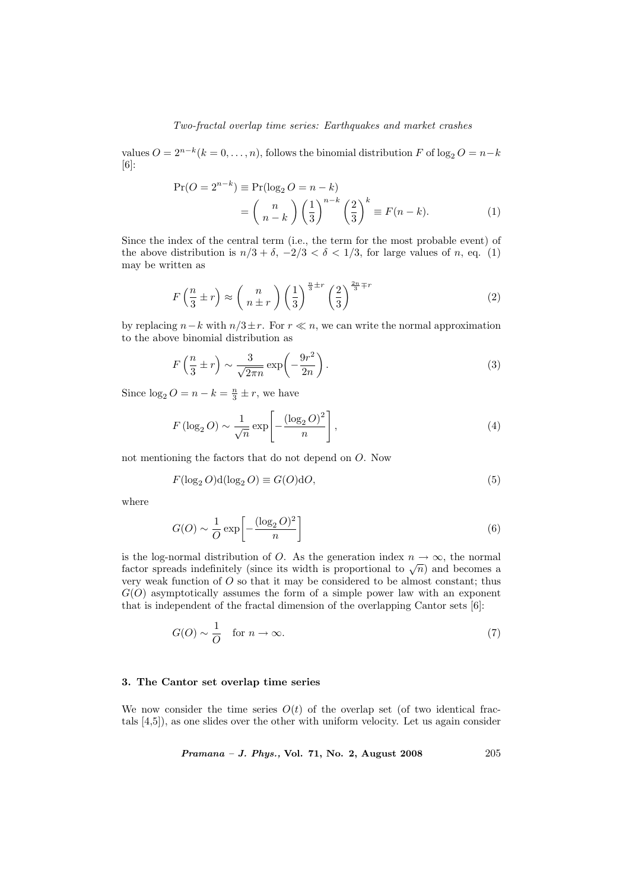values $O = 2^{n-k} (k = 0, \ldots, n)$, follows the binomial distribution $F$ of $\log_2 O = n-k$ [6]:

$$\begin{aligned}\Pr(O = 2^{n-k}) &\equiv \Pr(\log_2 O = n-k) \\ &= \binom{n}{n-k} \left(\frac{1}{3}\right)^{n-k} \left(\frac{2}{3}\right)^{k} \equiv F(n-k). \end{aligned} \tag{1}$$

Since the index of the central term (i.e., the term for the most probable event) of the above distribution is $n/3 + \delta$, $-2/3 < \delta < 1/3$, for large values of $n$, eq. (1) may be written as

$$F\left(\frac{n}{3} \pm r\right) \approx \binom{n}{n \pm r} \left(\frac{1}{3}\right)^{\frac{n}{3} \pm r} \left(\frac{2}{3}\right)^{\frac{2n}{3} \mp r} \tag{2}$$

by replacing $n-k$ with $n/3 \pm r$. For $r \ll n$, we can write the normal approximation to the above binomial distribution as

$$F\left(\frac{n}{3} \pm r\right) \sim \frac{3}{\sqrt{2\pi n}} \exp\left(-\frac{9r^2}{2n}\right). \tag{3}$$

Since $\log_2 O = n - k = \frac{n}{3} \pm r$, we have

$$F\left(\log_2 O\right) \sim \frac{1}{\sqrt{n}} \exp\left[-\frac{\left(\log_2 O\right)^2}{n}\right], \tag{4}$$

not mentioning the factors that do not depend on $O$. Now

$$F(\log_2 O) \mathrm{d}(\log_2 O) \equiv G(O) \mathrm{d}O, \tag{5}$$

where

$$G(O) \sim \frac{1}{O} \exp\left[-\frac{(\log_2 O)^2}{n}\right] \tag{6}$$

is the log-normal distribution of $O$. As the generation index $n \to \infty$, the normal factor spreads indefinitely (since its width is proportional to $\sqrt{n}$) and becomes a very weak function of $O$ so that it may be considered to be almost constant; thus $G(O)$ asymptotically assumes the form of a simple power law with an exponent that is independent of the fractal dimension of the overlapping Cantor sets [6]:

$$G(O) \sim \frac{1}{O} \quad \text{for } n \to \infty. \tag{7}$$

## 3. The Cantor set overlap time series

We now consider the time series $O(t)$ of the overlap set (of two identical fractals [4,5]), as one slides over the other with uniform velocity. Let us again consider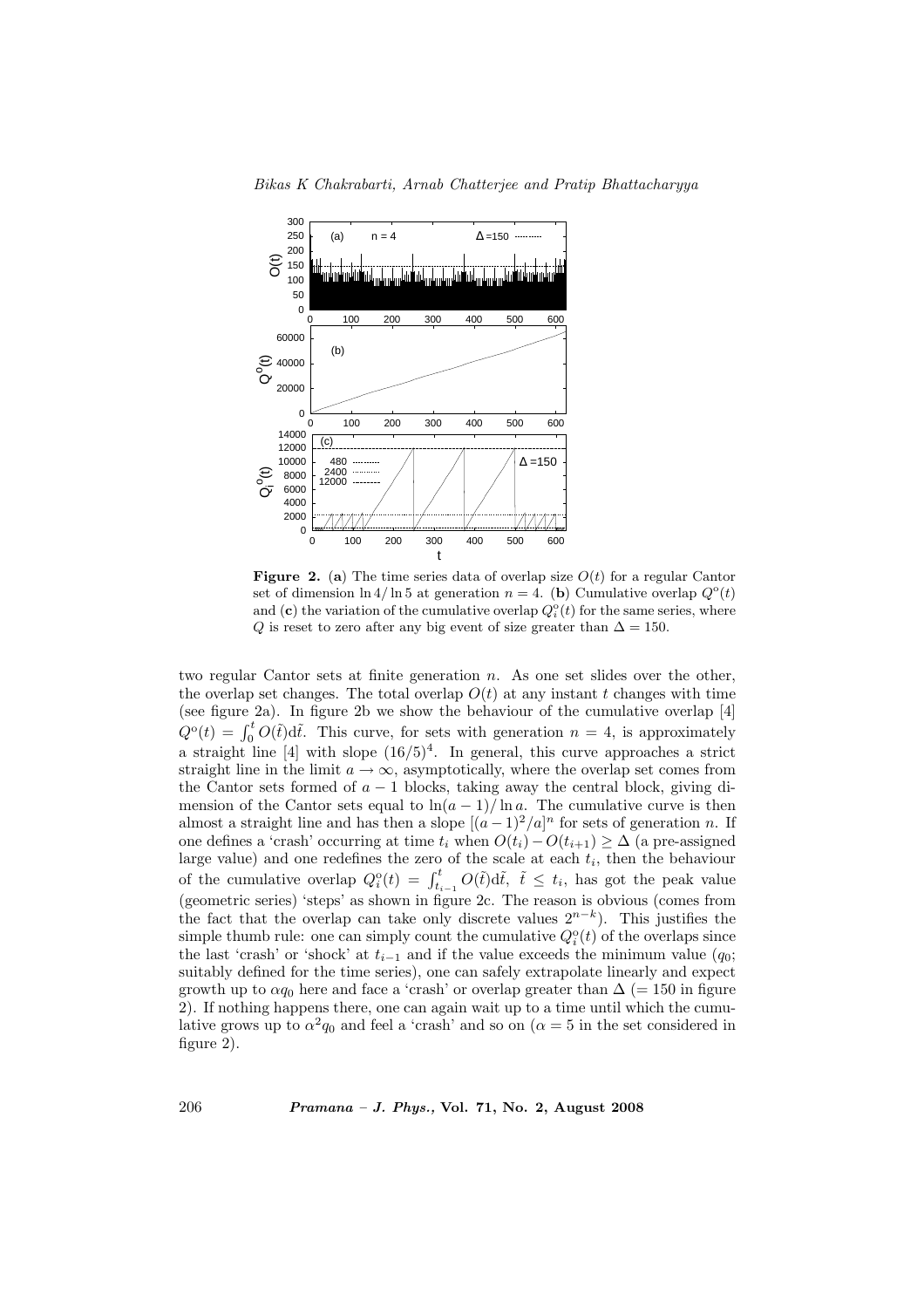**Figure 2.** (**a**) The time series data of overlap size $O(t)$ for a regular Cantor set of dimension $\ln 4/\ln 5$ at generation $n = 4$. (**b**) Cumulative overlap $Q^{\rm o}(t)$ and (**c**) the variation of the cumulative overlap $Q_i^{\rm o}(t)$ for the same series, where $Q$ is reset to zero after any big event of size greater than $\Delta = 150$.

two regular Cantor sets at finite generation $n$. As one set slides over the other, the overlap set changes. The total overlap $O(t)$ at any instant $t$ changes with time (see figure 2a). In figure 2b we show the behaviour of the cumulative overlap [4] $Q^{\rm o}(t) = \int_0^t O(\tilde{t}){\rm d}\tilde{t}$. This curve, for sets with generation $n = 4$, is approximately a straight line [4] with slope $(16/5)^4$. In general, this curve approaches a strict straight line in the limit $a \to \infty$, asymptotically, where the overlap set comes from the Cantor sets formed of $a - 1$ blocks, taking away the central block, giving dimension of the Cantor sets equal to $\ln(a-1)/\ln a$. The cumulative curve is then almost a straight line and has then a slope $[(a-1)^2/a]^n$ for sets of generation $n$. If one defines a 'crash' occurring at time $t_i$ when $O(t_i) - O(t_{i+1}) \geq \Delta$ (a pre-assigned large value) and one redefines the zero of the scale at each $t_i$, then the behaviour of the cumulative overlap $Q_i^{\rm o}(t) = \int_{t_{i-1}}^{t} O(\tilde{t}){\rm d}\tilde{t}$, $\tilde{t} \leq t_i$, has got the peak value (geometric series) 'steps' as shown in figure 2c. The reason is obvious (comes from the fact that the overlap can take only discrete values $2^{n-k}$). This justifies the simple thumb rule: one can simply count the cumulative $Q_i^{\rm o}(t)$ of the overlaps since the last 'crash' or 'shock' at $t_{i-1}$ and if the value exceeds the minimum value ($q_0$; suitably defined for the time series), one can safely extrapolate linearly and expect growth up to $\alpha q_0$ here and face a 'crash' or overlap greater than $\Delta$ ($= 150$ in figure 2). If nothing happens there, one can again wait up to a time until which the cumulative grows up to $\alpha^2 q_0$ and feel a 'crash' and so on ($\alpha = 5$ in the set considered in figure 2).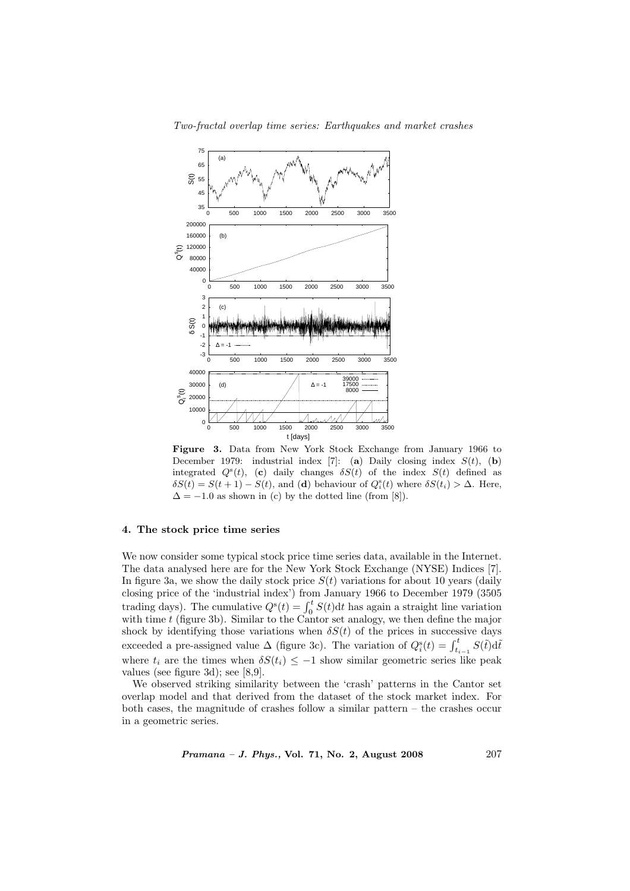**Figure 3.** Data from New York Stock Exchange from January 1966 to December 1979: industrial index [7]: (**a**) Daily closing index $S(t)$, (**b**) integrated $Q^{\rm s}(t)$, (**c**) daily changes $\delta S(t)$ of the index $S(t)$ defined as $\delta S(t) = S(t+1) - S(t)$, and (**d**) behaviour of $Q_i^{\rm s}(t)$ where $\delta S(t_i) > \Delta$. Here, $\Delta = -1.0$ as shown in (c) by the dotted line (from [8]).

## 4. The stock price time series

We now consider some typical stock price time series data, available in the Internet. The data analysed here are for the New York Stock Exchange (NYSE) Indices [7]. In figure 3a, we show the daily stock price $S(t)$ variations for about 10 years (daily closing price of the 'industrial index') from January 1966 to December 1979 (3505 trading days). The cumulative $Q^{\rm s}(t) = \int_0^t S(t){\rm d}t$ has again a straight line variation with time $t$ (figure 3b). Similar to the Cantor set analogy, we then define the major shock by identifying those variations when $\delta S(t)$ of the prices in successive days exceeded a pre-assigned value $\Delta$ (figure 3c). The variation of $Q_i^{\rm s}(t) = \int_{t_{i-1}}^t S(\tilde{t}){\rm d}\tilde{t}$ where $t_i$ are the times when $\delta S(t_i) \leq -1$ show similar geometric series like peak values (see figure 3d); see [8,9].

We observed striking similarity between the 'crash' patterns in the Cantor set overlap model and that derived from the dataset of the stock market index. For both cases, the magnitude of crashes follow a similar pattern – the crashes occur in a geometric series.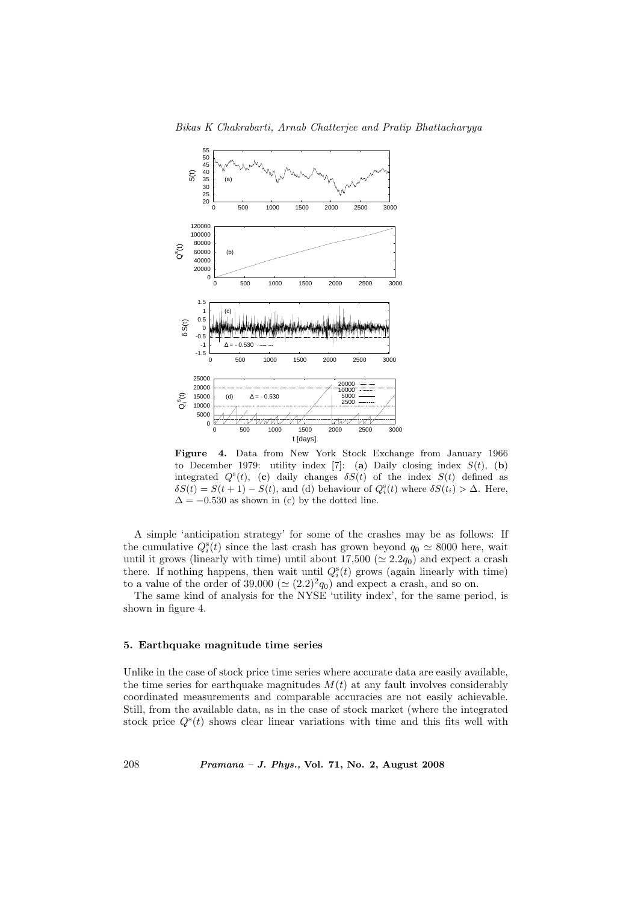**Figure 4.** Data from New York Stock Exchange from January 1966 to December 1979: utility index [7]: (**a**) Daily closing index $S(t)$, (**b**) integrated $Q^{\mathrm{s}}(t)$, (**c**) daily changes $\delta S(t)$ of the index $S(t)$ defined as $\delta S(t) = S(t+1) - S(t)$, and (d) behaviour of $Q_i^{\mathrm{s}}(t)$ where $\delta S(t_i) > \Delta$. Here, $\Delta = -0.530$ as shown in (c) by the dotted line.

A simple 'anticipation strategy' for some of the crashes may be as follows: If the cumulative $Q_i^{\mathrm{s}}(t)$ since the last crash has grown beyond $q_0 \simeq 8000$ here, wait until it grows (linearly with time) until about 17,500 ($\simeq 2.2q_0$) and expect a crash there. If nothing happens, then wait until $Q_i^{\mathrm{s}}(t)$ grows (again linearly with time) to a value of the order of 39,000 ($\simeq (2.2)^2 q_0$) and expect a crash, and so on.

The same kind of analysis for the NYSE 'utility index', for the same period, is shown in figure 4.

### 5. Earthquake magnitude time series

Unlike in the case of stock price time series where accurate data are easily available, the time series for earthquake magnitudes $M(t)$ at any fault involves considerably coordinated measurements and comparable accuracies are not easily achievable. Still, from the available data, as in the case of stock market (where the integrated stock price $Q^{\mathrm{s}}(t)$ shows clear linear variations with time and this fits well with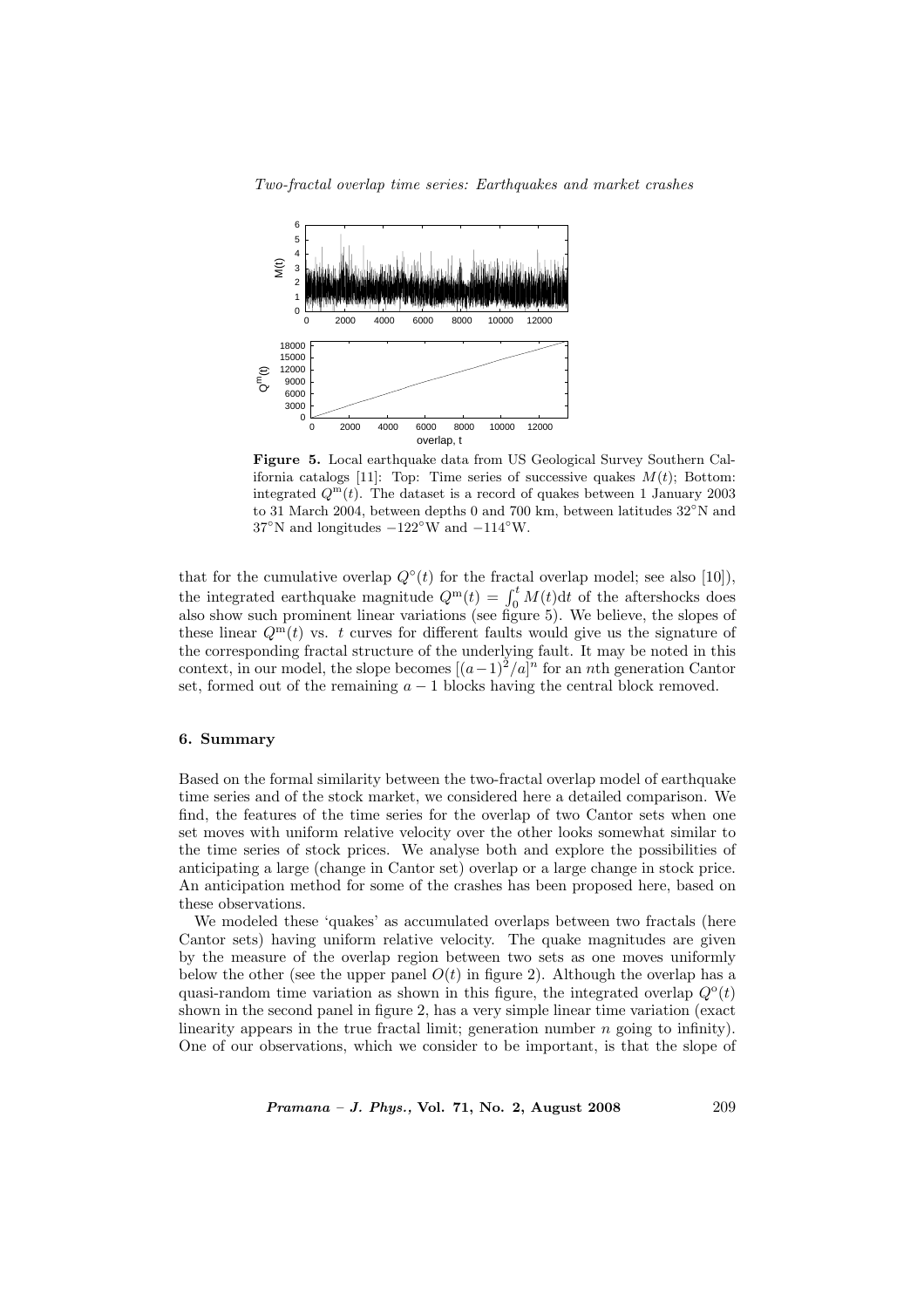**Figure 5.** Local earthquake data from US Geological Survey Southern California catalogs [11]: Top: Time series of successive quakes $M(t)$; Bottom: integrated $Q^{\rm m}(t)$. The dataset is a record of quakes between 1 January 2003 to 31 March 2004, between depths 0 and 700 km, between latitudes 32°N and 37°N and longitudes −122°W and −114°W.

that for the cumulative overlap $Q^{\circ}(t)$ for the fractal overlap model; see also [10]), the integrated earthquake magnitude $Q^{\rm m}(t) = \int_0^t M(t){\rm d}t$ of the aftershocks does also show such prominent linear variations (see figure 5). We believe, the slopes of these linear $Q^{\rm m}(t)$ vs. $t$ curves for different faults would give us the signature of the corresponding fractal structure of the underlying fault. It may be noted in this context, in our model, the slope becomes $[(a-1)^2/a]^n$ for an $n$th generation Cantor set, formed out of the remaining $a-1$ blocks having the central block removed.

## 6. Summary

Based on the formal similarity between the two-fractal overlap model of earthquake time series and of the stock market, we considered here a detailed comparison. We find, the features of the time series for the overlap of two Cantor sets when one set moves with uniform relative velocity over the other looks somewhat similar to the time series of stock prices. We analyse both and explore the possibilities of anticipating a large (change in Cantor set) overlap or a large change in stock price. An anticipation method for some of the crashes has been proposed here, based on these observations.

We modeled these 'quakes' as accumulated overlaps between two fractals (here Cantor sets) having uniform relative velocity. The quake magnitudes are given by the measure of the overlap region between two sets as one moves uniformly below the other (see the upper panel $O(t)$ in figure 2). Although the overlap has a quasi-random time variation as shown in this figure, the integrated overlap $Q^{\rm o}(t)$ shown in the second panel in figure 2, has a very simple linear time variation (exact linearity appears in the true fractal limit; generation number $n$ going to infinity). One of our observations, which we consider to be important, is that the slope of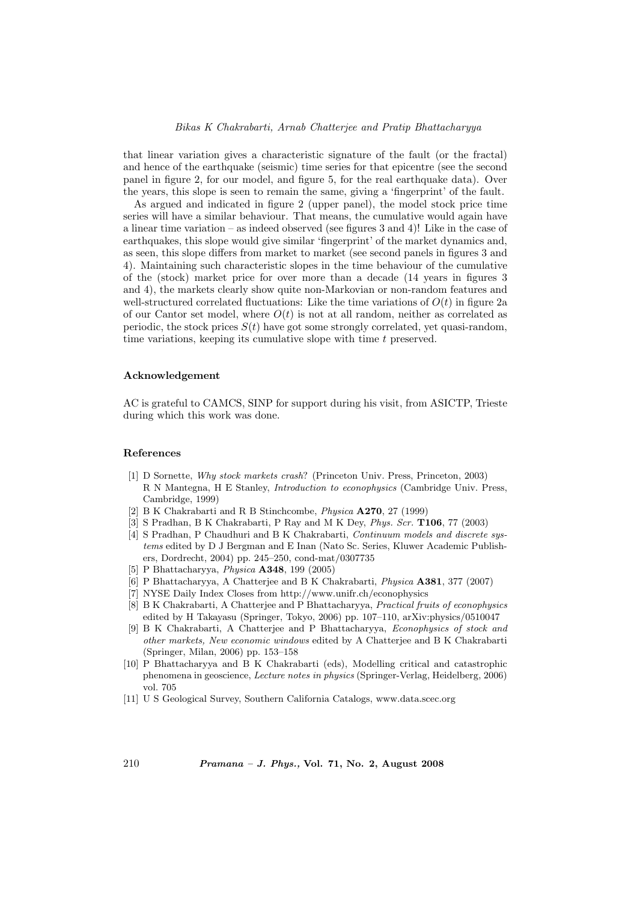that linear variation gives a characteristic signature of the fault (or the fractal) and hence of the earthquake (seismic) time series for that epicentre (see the second panel in figure 2, for our model, and figure 5, for the real earthquake data). Over the years, this slope is seen to remain the same, giving a 'fingerprint' of the fault.

As argued and indicated in figure 2 (upper panel), the model stock price time series will have a similar behaviour. That means, the cumulative would again have a linear time variation – as indeed observed (see figures 3 and 4)! Like in the case of earthquakes, this slope would give similar 'fingerprint' of the market dynamics and, as seen, this slope differs from market to market (see second panels in figures 3 and 4). Maintaining such characteristic slopes in the time behaviour of the cumulative of the (stock) market price for over more than a decade (14 years in figures 3 and 4), the markets clearly show quite non-Markovian or non-random features and well-structured correlated fluctuations: Like the time variations of $O(t)$ in figure 2a of our Cantor set model, where $O(t)$ is not at all random, neither as correlated as periodic, the stock prices $S(t)$ have got some strongly correlated, yet quasi-random, time variations, keeping its cumulative slope with time $t$ preserved.

## Acknowledgement

AC is grateful to CAMCS, SINP for support during his visit, from ASICTP, Trieste during which this work was done.

## References

[1] D Sornette, *Why stock markets crash?* (Princeton Univ. Press, Princeton, 2003)
R N Mantegna, H E Stanley, *Introduction to econophysics* (Cambridge Univ. Press, Cambridge, 1999)

[2] B K Chakrabarti and R B Stinchcombe, *Physica* **A270**, 27 (1999)

[3] S Pradhan, B K Chakrabarti, P Ray and M K Dey, *Phys. Scr.* **T106**, 77 (2003)

[4] S Pradhan, P Chaudhuri and B K Chakrabarti, *Continuum models and discrete systems* edited by D J Bergman and E Inan (Nato Sc. Series, Kluwer Academic Publishers, Dordrecht, 2004) pp. 245–250, cond-mat/0307735

[5] P Bhattacharyya, *Physica* **A348**, 199 (2005)

[6] P Bhattacharyya, A Chatterjee and B K Chakrabarti, *Physica* **A381**, 377 (2007)

[7] NYSE Daily Index Closes from http://www.unifr.ch/econophysics

[8] B K Chakrabarti, A Chatterjee and P Bhattacharyya, *Practical fruits of econophysics* edited by H Takayasu (Springer, Tokyo, 2006) pp. 107–110, arXiv:physics/0510047

[9] B K Chakrabarti, A Chatterjee and P Bhattacharyya, *Econophysics of stock and other markets, New economic windows* edited by A Chatterjee and B K Chakrabarti (Springer, Milan, 2006) pp. 153–158

[10] P Bhattacharyya and B K Chakrabarti (eds), Modelling critical and catastrophic phenomena in geoscience, *Lecture notes in physics* (Springer-Verlag, Heidelberg, 2006) vol. 705

[11] U S Geological Survey, Southern California Catalogs, www.data.scec.org